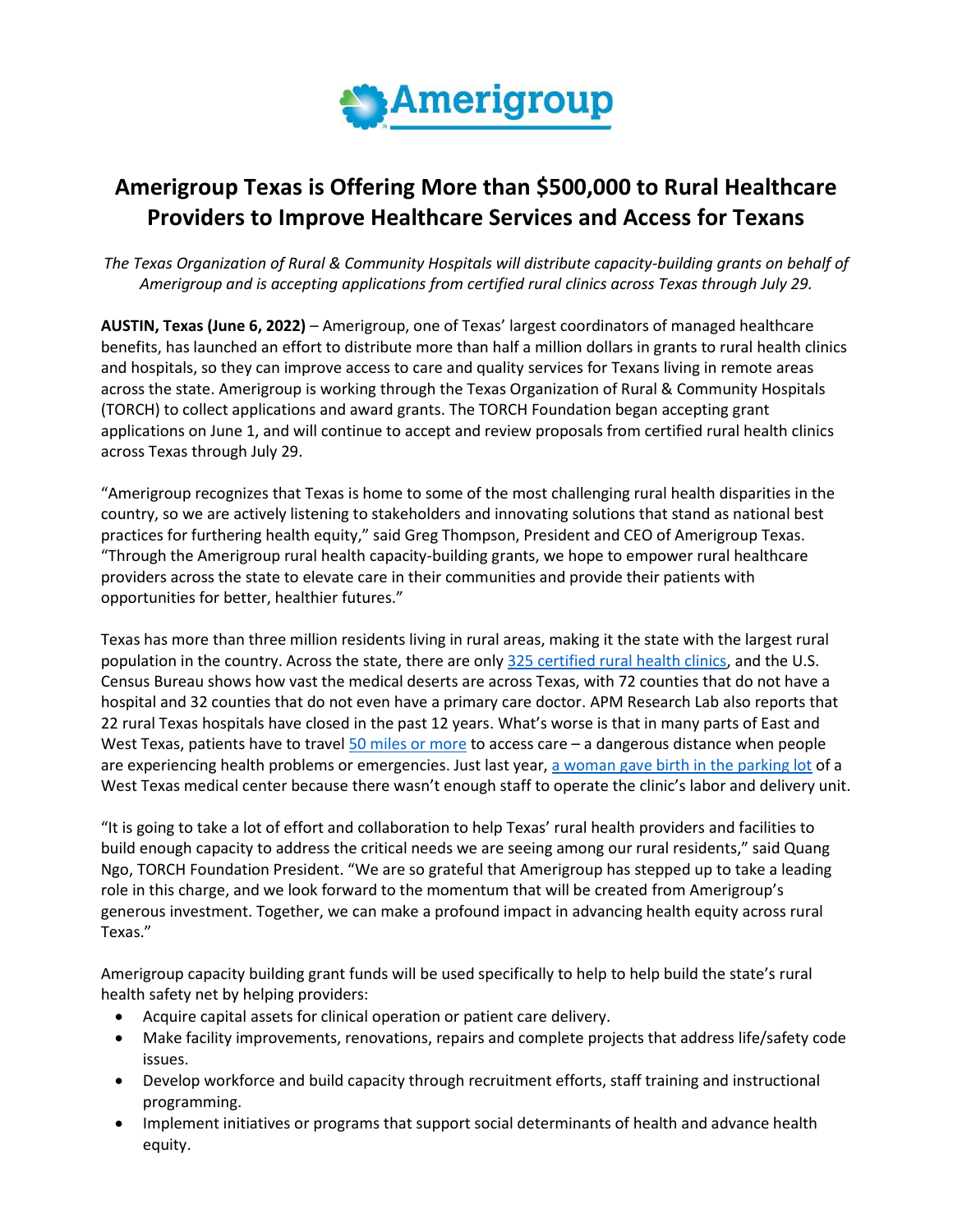Amerigroup

# Amerigroup Texas is Offering More than $500,000 to Rural Healthcare Providers to Improve Healthcare Services and Access for Texans

*The Texas Organization of Rural & Community Hospitals will distribute capacity-building grants on behalf of Amerigroup and is accepting applications from certified rural clinics across Texas through July 29.*

**AUSTIN, Texas (June 6, 2022)** – Amerigroup, one of Texas' largest coordinators of managed healthcare benefits, has launched an effort to distribute more than half a million dollars in grants to rural health clinics and hospitals, so they can improve access to care and quality services for Texans living in remote areas across the state. Amerigroup is working through the Texas Organization of Rural & Community Hospitals (TORCH) to collect applications and award grants. The TORCH Foundation began accepting grant applications on June 1, and will continue to accept and review proposals from certified rural health clinics across Texas through July 29.

"Amerigroup recognizes that Texas is home to some of the most challenging rural health disparities in the country, so we are actively listening to stakeholders and innovating solutions that stand as national best practices for furthering health equity," said Greg Thompson, President and CEO of Amerigroup Texas. "Through the Amerigroup rural health capacity-building grants, we hope to empower rural healthcare providers across the state to elevate care in their communities and provide their patients with opportunities for better, healthier futures."

Texas has more than three million residents living in rural areas, making it the state with the largest rural population in the country. Across the state, there are only 325 certified rural health clinics, and the U.S. Census Bureau shows how vast the medical deserts are across Texas, with 72 counties that do not have a hospital and 32 counties that do not even have a primary care doctor. APM Research Lab also reports that 22 rural Texas hospitals have closed in the past 12 years. What's worse is that in many parts of East and West Texas, patients have to travel 50 miles or more to access care – a dangerous distance when people are experiencing health problems or emergencies. Just last year, a woman gave birth in the parking lot of a West Texas medical center because there wasn't enough staff to operate the clinic's labor and delivery unit.

"It is going to take a lot of effort and collaboration to help Texas' rural health providers and facilities to build enough capacity to address the critical needs we are seeing among our rural residents," said Quang Ngo, TORCH Foundation President. "We are so grateful that Amerigroup has stepped up to take a leading role in this charge, and we look forward to the momentum that will be created from Amerigroup's generous investment. Together, we can make a profound impact in advancing health equity across rural Texas."

Amerigroup capacity building grant funds will be used specifically to help to help build the state's rural health safety net by helping providers:

- Acquire capital assets for clinical operation or patient care delivery.
- Make facility improvements, renovations, repairs and complete projects that address life/safety code issues.
- Develop workforce and build capacity through recruitment efforts, staff training and instructional programming.
- Implement initiatives or programs that support social determinants of health and advance health equity.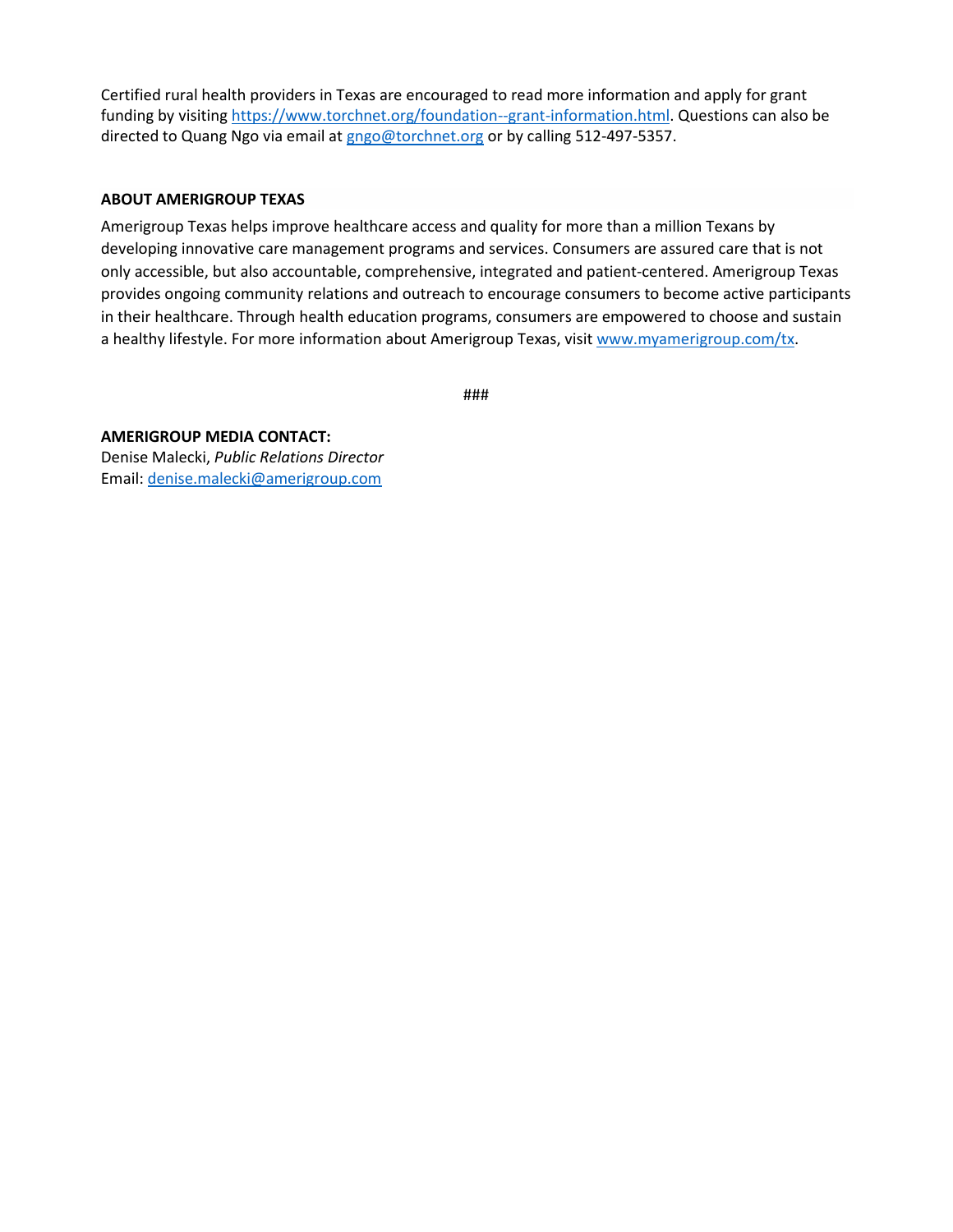Certified rural health providers in Texas are encouraged to read more information and apply for grant funding by visiting https://www.torchnet.org/foundation--grant-information.html. Questions can also be directed to Quang Ngo via email at gngo@torchnet.org or by calling 512-497-5357.

**ABOUT AMERIGROUP TEXAS**

Amerigroup Texas helps improve healthcare access and quality for more than a million Texans by developing innovative care management programs and services. Consumers are assured care that is not only accessible, but also accountable, comprehensive, integrated and patient-centered. Amerigroup Texas provides ongoing community relations and outreach to encourage consumers to become active participants in their healthcare. Through health education programs, consumers are empowered to choose and sustain a healthy lifestyle. For more information about Amerigroup Texas, visit www.myamerigroup.com/tx.

###

**AMERIGROUP MEDIA CONTACT:**
Denise Malecki, *Public Relations Director*
Email: denise.malecki@amerigroup.com